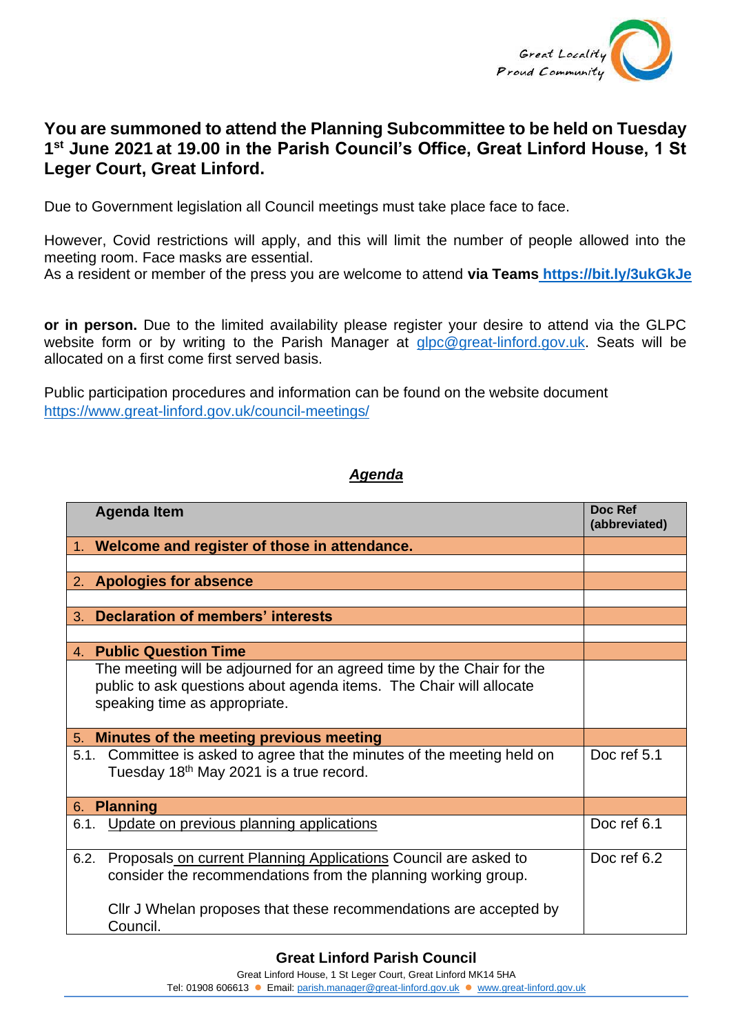Great Locality
Proud Community

## You are summoned to attend the Planning Subcommittee to be held on Tuesday 1st June 2021 at 19.00 in the Parish Council's Office, Great Linford House, 1 St Leger Court, Great Linford.

Due to Government legislation all Council meetings must take place face to face.

However, Covid restrictions will apply, and this will limit the number of people allowed into the meeting room. Face masks are essential.
As a resident or member of the press you are welcome to attend **via Teams** https://bit.ly/3ukGkJe

**or in person.** Due to the limited availability please register your desire to attend via the GLPC website form or by writing to the Parish Manager at glpc@great-linford.gov.uk. Seats will be allocated on a first come first served basis.

Public participation procedures and information can be found on the website document
https://www.great-linford.gov.uk/council-meetings/

### *Agenda*

| Agenda Item | Doc Ref (abbreviated) |
|---|---|
| **1. Welcome and register of those in attendance.** | |
| | |
| **2. Apologies for absence** | |
| | |
| **3. Declaration of members' interests** | |
| | |
| **4. Public Question Time** | |
| The meeting will be adjourned for an agreed time by the Chair for the public to ask questions about agenda items. The Chair will allocate speaking time as appropriate. | |
| **5. Minutes of the meeting previous meeting** | |
| 5.1. Committee is asked to agree that the minutes of the meeting held on Tuesday 18th May 2021 is a true record. | Doc ref 5.1 |
| **6. Planning** | |
| 6.1. Update on previous planning applications | Doc ref 6.1 |
| 6.2. Proposals on current Planning Applications Council are asked to consider the recommendations from the planning working group. <br><br> Cllr J Whelan proposes that these recommendations are accepted by Council. | Doc ref 6.2 |

**Great Linford Parish Council**
Great Linford House, 1 St Leger Court, Great Linford MK14 5HA
Tel: 01908 606613 ● Email: parish.manager@great-linford.gov.uk ● www.great-linford.gov.uk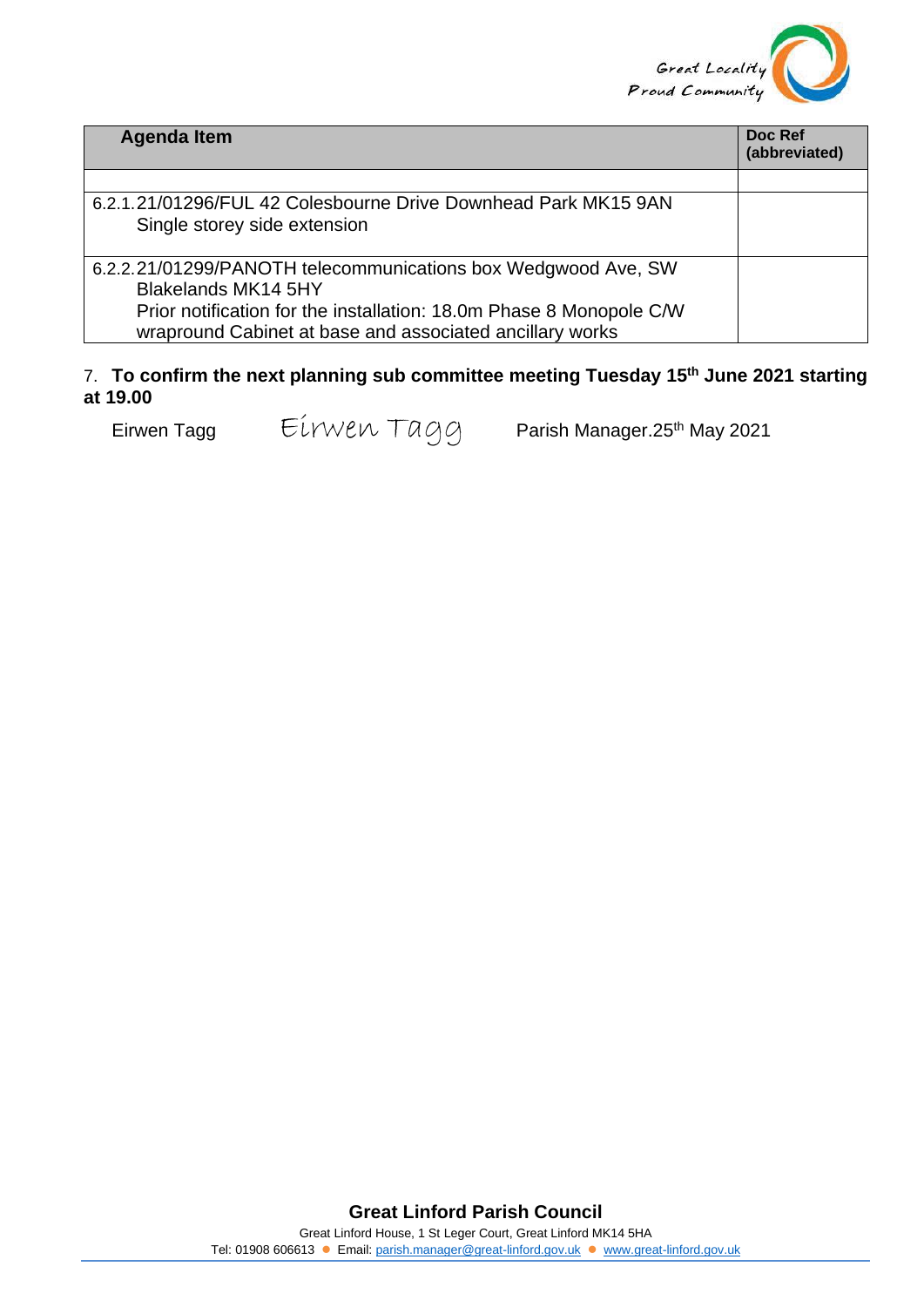| Agenda Item | Doc Ref (abbreviated) |
|---|---|
| | |
| 6.2.1. 21/01296/FUL 42 Colesbourne Drive Downhead Park MK15 9AN<br>Single storey side extension | |
| 6.2.2. 21/01299/PANOTH telecommunications box Wedgwood Ave, SW Blakelands MK14 5HY<br>Prior notification for the installation: 18.0m Phase 8 Monopole C/W wrapround Cabinet at base and associated ancillary works | |

7. **To confirm the next planning sub committee meeting Tuesday 15th June 2021 starting at 19.00**

Eirwen Tagg    Eirwen Tagg    Parish Manager.25th May 2021

**Great Linford Parish Council**

Great Linford House, 1 St Leger Court, Great Linford MK14 5HA

Tel: 01908 606613 ● Email: parish.manager@great-linford.gov.uk ● www.great-linford.gov.uk